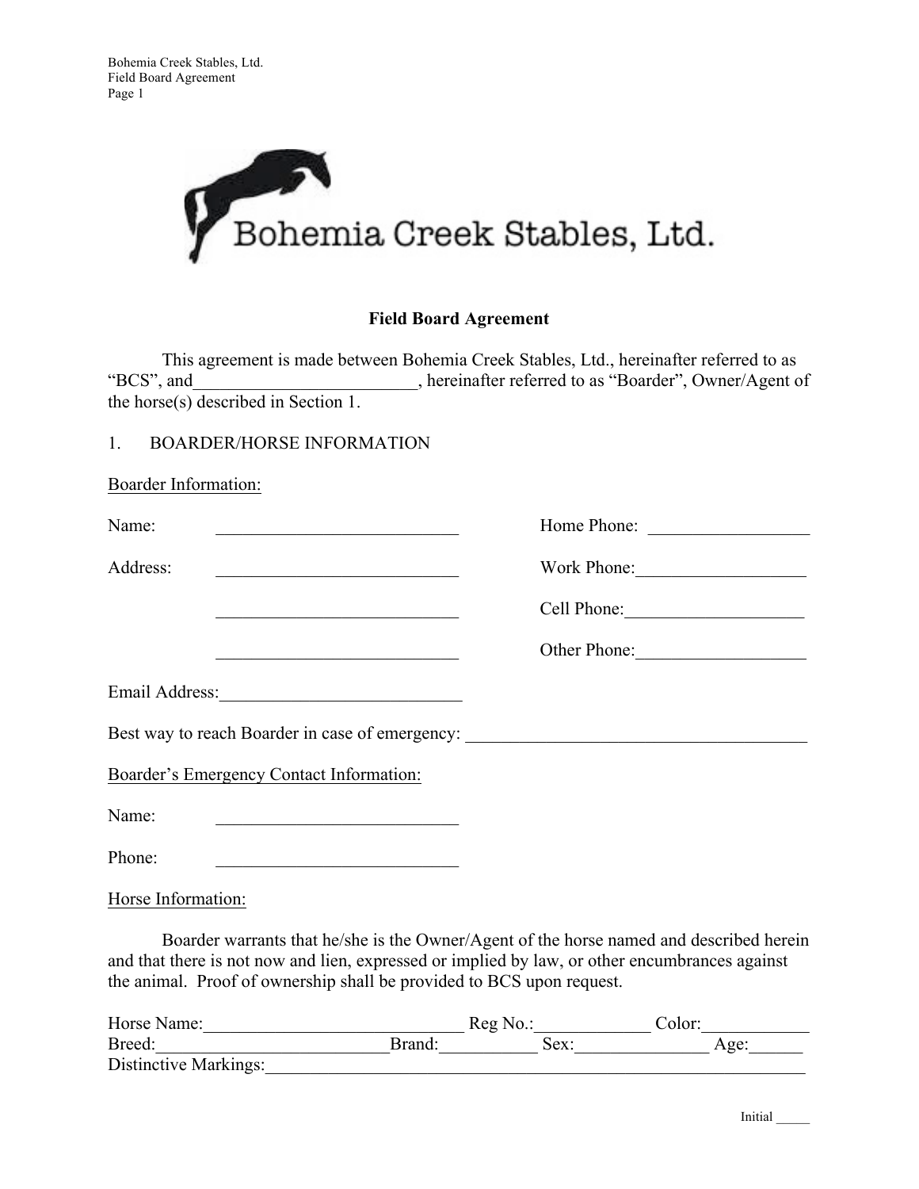# Field Board Agreement

This agreement is made between Bohemia Creek Stables, Ltd., hereinafter referred to as "BCS", and_________________________, hereinafter referred to as "Boarder", Owner/Agent of the horse(s) described in Section 1.

## 1. BOARDER/HORSE INFORMATION

Boarder Information:

Name: ___________________________ Home Phone: _________________

Address: ___________________________ Work Phone:__________________

___________________________ Cell Phone:___________________

___________________________ Other Phone:__________________

Email Address:___________________________

Best way to reach Boarder in case of emergency: ______________________________________

Boarder's Emergency Contact Information:

Name: ___________________________

Phone: ___________________________

Horse Information:

Boarder warrants that he/she is the Owner/Agent of the horse named and described herein and that there is not now and lien, expressed or implied by law, or other encumbrances against the animal. Proof of ownership shall be provided to BCS upon request.

Horse Name:_____________________________ Reg No.:____________ Color:___________
Breed:_________________________Brand:__________ Sex:______________ Age:______
Distinctive Markings:_____________________________________________________________

Initial _____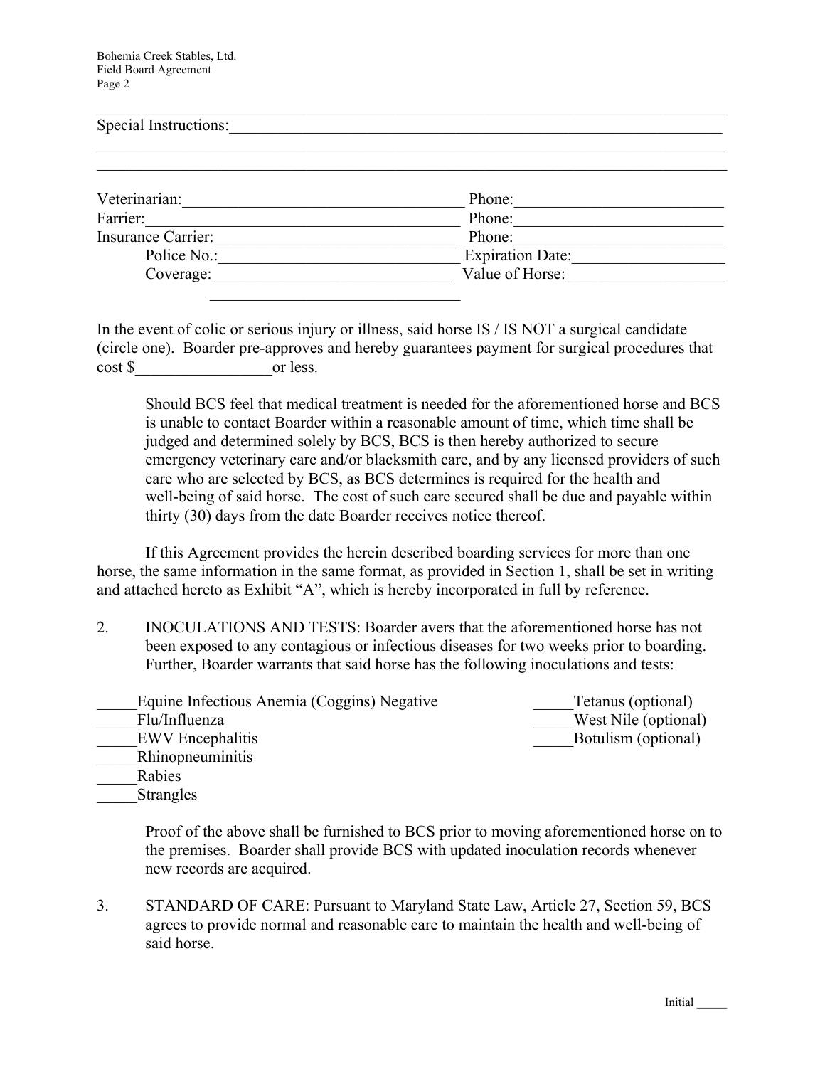Special Instructions:________________________________________________________________

_____________________________________________________________________________

_____________________________________________________________________________

Veterinarian:____________________________________ Phone:__________________________

Farrier:________________________________________ Phone:__________________________

Insurance Carrier:_______________________________ Phone:__________________________

Police No.:______________________________ Expiration Date:___________________

Coverage:_______________________________ Value of Horse:____________________

_______________________________

In the event of colic or serious injury or illness, said horse IS / IS NOT a surgical candidate (circle one). Boarder pre-approves and hereby guarantees payment for surgical procedures that cost $_________________or less.

Should BCS feel that medical treatment is needed for the aforementioned horse and BCS is unable to contact Boarder within a reasonable amount of time, which time shall be judged and determined solely by BCS, BCS is then hereby authorized to secure emergency veterinary care and/or blacksmith care, and by any licensed providers of such care who are selected by BCS, as BCS determines is required for the health and well-being of said horse. The cost of such care secured shall be due and payable within thirty (30) days from the date Boarder receives notice thereof.

If this Agreement provides the herein described boarding services for more than one horse, the same information in the same format, as provided in Section 1, shall be set in writing and attached hereto as Exhibit "A", which is hereby incorporated in full by reference.

2. INOCULATIONS AND TESTS: Boarder avers that the aforementioned horse has not been exposed to any contagious or infectious diseases for two weeks prior to boarding. Further, Boarder warrants that said horse has the following inoculations and tests:

_____Equine Infectious Anemia (Coggins) Negative

_____Flu/Influenza

_____EWV Encephalitis

_____Rhinopneuminitis

_____Rabies

_____Strangles

_____Tetanus (optional)

_____West Nile (optional)

_____Botulism (optional)

Proof of the above shall be furnished to BCS prior to moving aforementioned horse on to the premises. Boarder shall provide BCS with updated inoculation records whenever new records are acquired.

3. STANDARD OF CARE: Pursuant to Maryland State Law, Article 27, Section 59, BCS agrees to provide normal and reasonable care to maintain the health and well-being of said horse.

Initial _____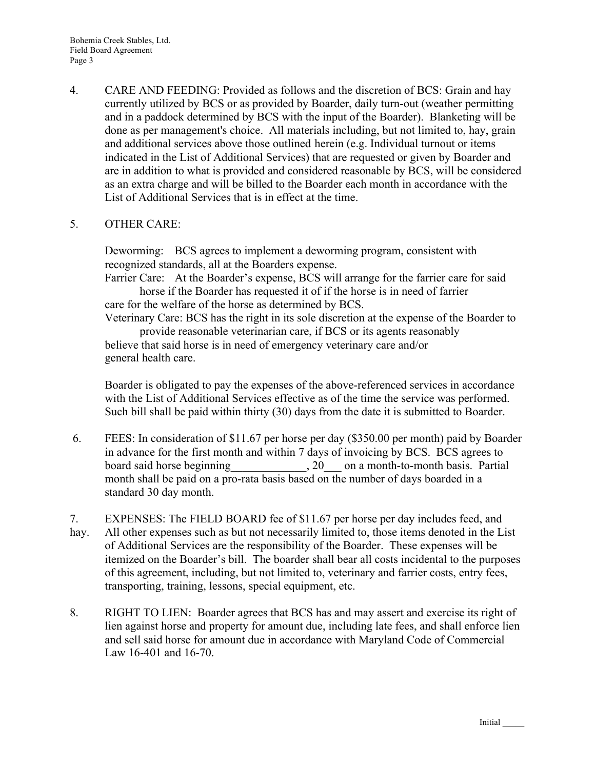4. CARE AND FEEDING: Provided as follows and the discretion of BCS: Grain and hay currently utilized by BCS or as provided by Boarder, daily turn-out (weather permitting and in a paddock determined by BCS with the input of the Boarder). Blanketing will be done as per management's choice. All materials including, but not limited to, hay, grain and additional services above those outlined herein (e.g. Individual turnout or items indicated in the List of Additional Services) that are requested or given by Boarder and are in addition to what is provided and considered reasonable by BCS, will be considered as an extra charge and will be billed to the Boarder each month in accordance with the List of Additional Services that is in effect at the time.

5. OTHER CARE:

   Deworming: BCS agrees to implement a deworming program, consistent with recognized standards, all at the Boarders expense.
   Farrier Care: At the Boarder's expense, BCS will arrange for the farrier care for said horse if the Boarder has requested it of if the horse is in need of farrier care for the welfare of the horse as determined by BCS.
   Veterinary Care: BCS has the right in its sole discretion at the expense of the Boarder to provide reasonable veterinarian care, if BCS or its agents reasonably believe that said horse is in need of emergency veterinary care and/or general health care.

   Boarder is obligated to pay the expenses of the above-referenced services in accordance with the List of Additional Services effective as of the time the service was performed. Such bill shall be paid within thirty (30) days from the date it is submitted to Boarder.

6. FEES: In consideration of $11.67 per horse per day ($350.00 per month) paid by Boarder in advance for the first month and within 7 days of invoicing by BCS. BCS agrees to board said horse beginning_____________, 20___ on a month-to-month basis. Partial month shall be paid on a pro-rata basis based on the number of days boarded in a standard 30 day month.

7. EXPENSES: The FIELD BOARD fee of $11.67 per horse per day includes feed, and hay. All other expenses such as but not necessarily limited to, those items denoted in the List of Additional Services are the responsibility of the Boarder. These expenses will be itemized on the Boarder's bill. The boarder shall bear all costs incidental to the purposes of this agreement, including, but not limited to, veterinary and farrier costs, entry fees, transporting, training, lessons, special equipment, etc.

8. RIGHT TO LIEN: Boarder agrees that BCS has and may assert and exercise its right of lien against horse and property for amount due, including late fees, and shall enforce lien and sell said horse for amount due in accordance with Maryland Code of Commercial Law 16-401 and 16-70.

Initial _____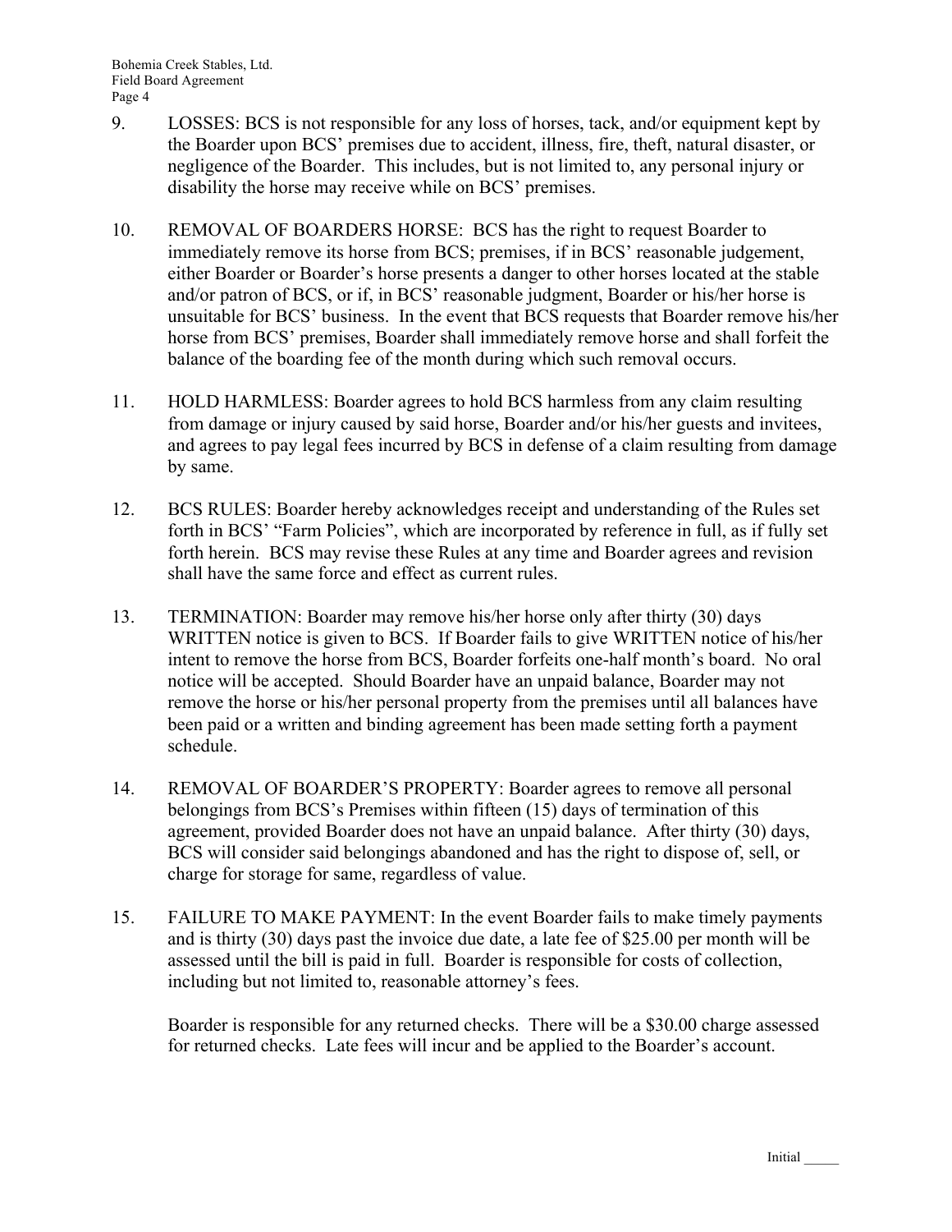9. LOSSES: BCS is not responsible for any loss of horses, tack, and/or equipment kept by the Boarder upon BCS' premises due to accident, illness, fire, theft, natural disaster, or negligence of the Boarder. This includes, but is not limited to, any personal injury or disability the horse may receive while on BCS' premises.

10. REMOVAL OF BOARDERS HORSE: BCS has the right to request Boarder to immediately remove its horse from BCS; premises, if in BCS' reasonable judgement, either Boarder or Boarder's horse presents a danger to other horses located at the stable and/or patron of BCS, or if, in BCS' reasonable judgment, Boarder or his/her horse is unsuitable for BCS' business. In the event that BCS requests that Boarder remove his/her horse from BCS' premises, Boarder shall immediately remove horse and shall forfeit the balance of the boarding fee of the month during which such removal occurs.

11. HOLD HARMLESS: Boarder agrees to hold BCS harmless from any claim resulting from damage or injury caused by said horse, Boarder and/or his/her guests and invitees, and agrees to pay legal fees incurred by BCS in defense of a claim resulting from damage by same.

12. BCS RULES: Boarder hereby acknowledges receipt and understanding of the Rules set forth in BCS' "Farm Policies", which are incorporated by reference in full, as if fully set forth herein. BCS may revise these Rules at any time and Boarder agrees and revision shall have the same force and effect as current rules.

13. TERMINATION: Boarder may remove his/her horse only after thirty (30) days WRITTEN notice is given to BCS. If Boarder fails to give WRITTEN notice of his/her intent to remove the horse from BCS, Boarder forfeits one-half month's board. No oral notice will be accepted. Should Boarder have an unpaid balance, Boarder may not remove the horse or his/her personal property from the premises until all balances have been paid or a written and binding agreement has been made setting forth a payment schedule.

14. REMOVAL OF BOARDER'S PROPERTY: Boarder agrees to remove all personal belongings from BCS's Premises within fifteen (15) days of termination of this agreement, provided Boarder does not have an unpaid balance. After thirty (30) days, BCS will consider said belongings abandoned and has the right to dispose of, sell, or charge for storage for same, regardless of value.

15. FAILURE TO MAKE PAYMENT: In the event Boarder fails to make timely payments and is thirty (30) days past the invoice due date, a late fee of $25.00 per month will be assessed until the bill is paid in full. Boarder is responsible for costs of collection, including but not limited to, reasonable attorney's fees.

    Boarder is responsible for any returned checks. There will be a $30.00 charge assessed for returned checks. Late fees will incur and be applied to the Boarder's account.

Initial _____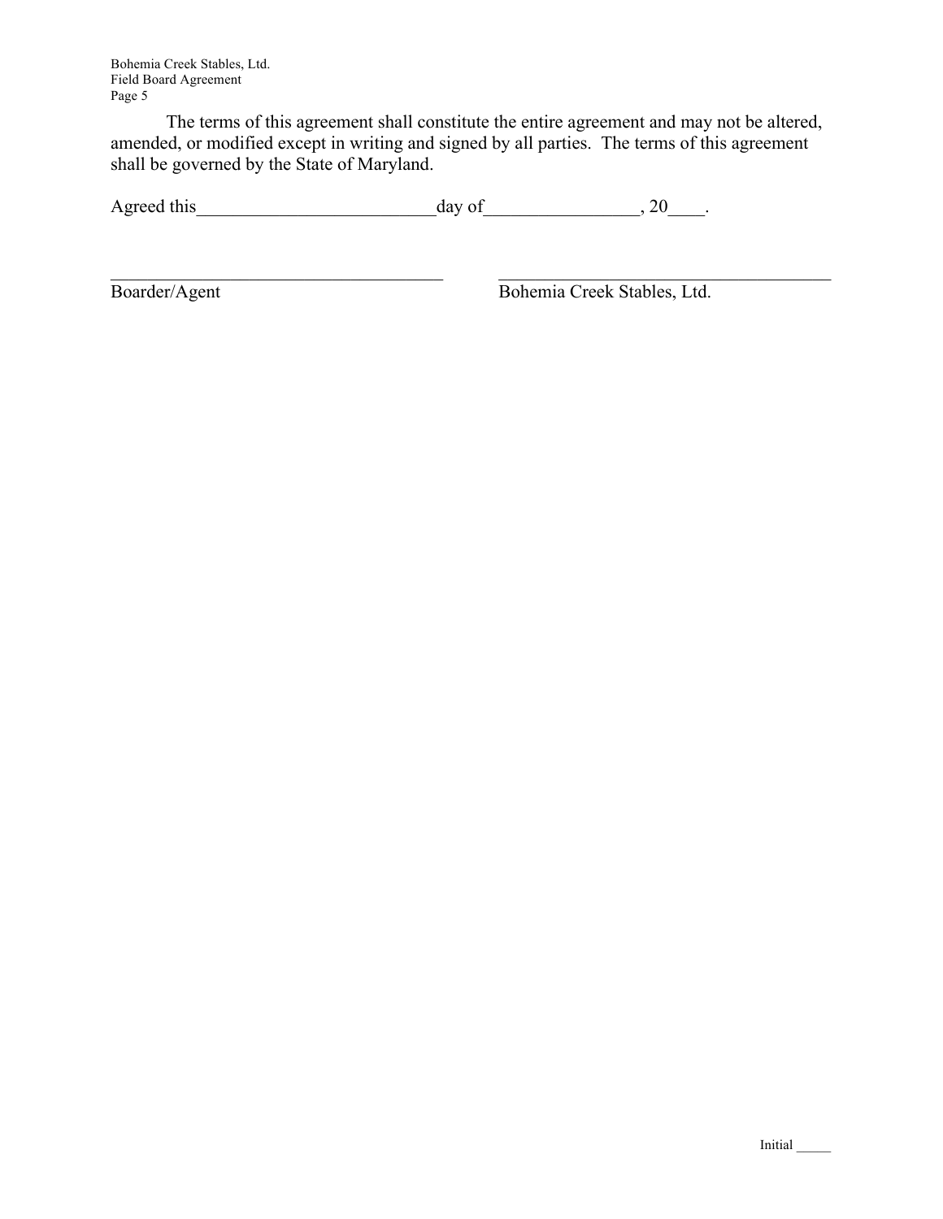The terms of this agreement shall constitute the entire agreement and may not be altered, amended, or modified except in writing and signed by all parties. The terms of this agreement shall be governed by the State of Maryland.

Agreed this__________________________day of_________________, 20____.

_____________________________________ _____________________________________

Boarder/Agent Bohemia Creek Stables, Ltd.

Initial _____